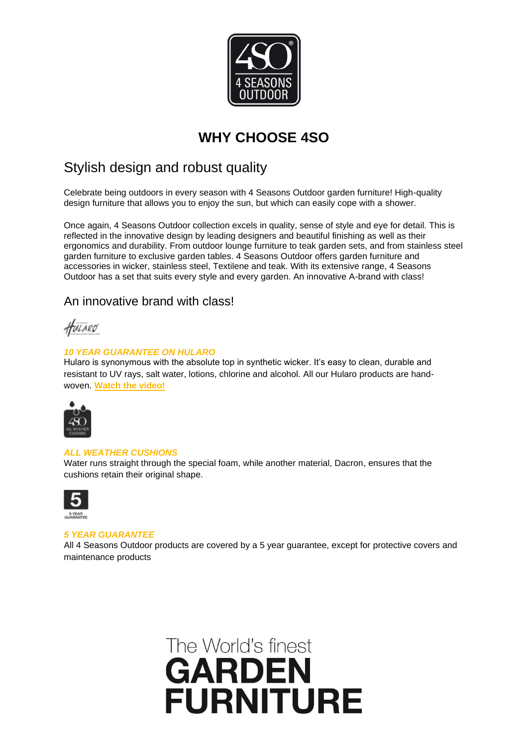# WHY CHOOSE 4SO

## Stylish design and robust quality

Celebrate being outdoors in every season with 4 Seasons Outdoor garden furniture! High-quality design furniture that allows you to enjoy the sun, but which can easily cope with a shower.

Once again, 4 Seasons Outdoor collection excels in quality, sense of style and eye for detail. This is reflected in the innovative design by leading designers and beautiful finishing as well as their ergonomics and durability. From outdoor lounge furniture to teak garden sets, and from stainless steel garden furniture to exclusive garden tables. 4 Seasons Outdoor offers garden furniture and accessories in wicker, stainless steel, Textilene and teak. With its extensive range, 4 Seasons Outdoor has a set that suits every style and every garden. An innovative A-brand with class!

## An innovative brand with class!

***10 YEAR GUARANTEE ON HULARO***

Hularo is synonymous with the absolute top in synthetic wicker. It's easy to clean, durable and resistant to UV rays, salt water, lotions, chlorine and alcohol. All our Hularo products are hand-woven. **Watch the video!**

***ALL WEATHER CUSHIONS***

Water runs straight through the special foam, while another material, Dacron, ensures that the cushions retain their original shape.

***5 YEAR GUARANTEE***

All 4 Seasons Outdoor products are covered by a 5 year guarantee, except for protective covers and maintenance products

The World's finest
**GARDEN FURNITURE**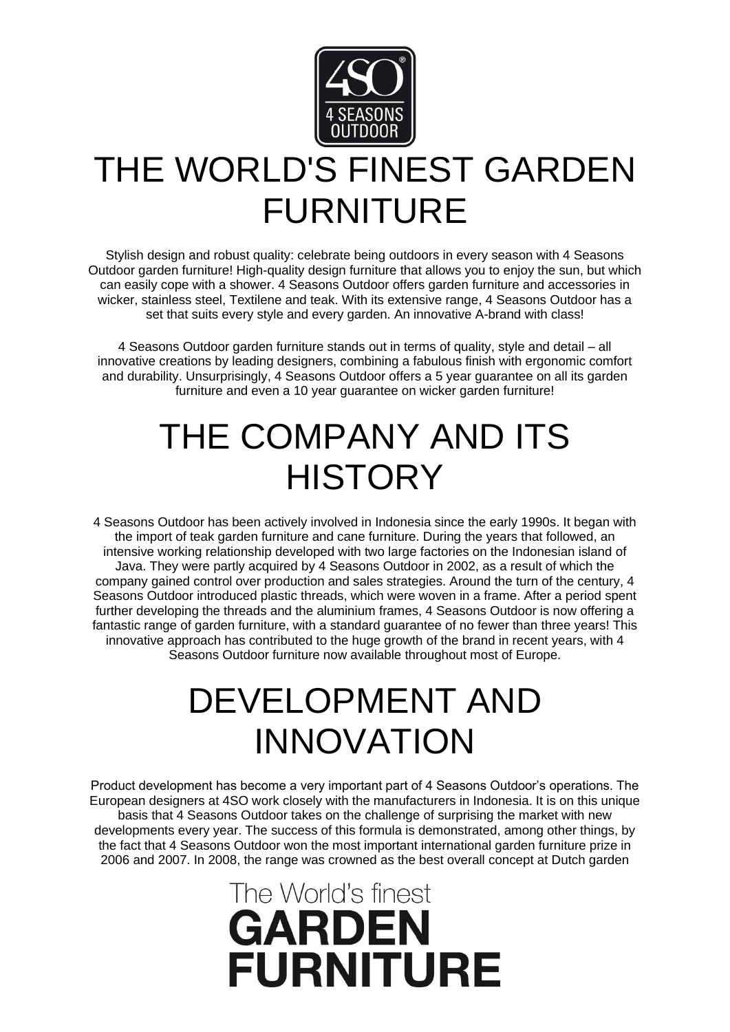# THE WORLD'S FINEST GARDEN FURNITURE

Stylish design and robust quality: celebrate being outdoors in every season with 4 Seasons Outdoor garden furniture! High-quality design furniture that allows you to enjoy the sun, but which can easily cope with a shower. 4 Seasons Outdoor offers garden furniture and accessories in wicker, stainless steel, Textilene and teak. With its extensive range, 4 Seasons Outdoor has a set that suits every style and every garden. An innovative A-brand with class!

4 Seasons Outdoor garden furniture stands out in terms of quality, style and detail – all innovative creations by leading designers, combining a fabulous finish with ergonomic comfort and durability. Unsurprisingly, 4 Seasons Outdoor offers a 5 year guarantee on all its garden furniture and even a 10 year guarantee on wicker garden furniture!

# THE COMPANY AND ITS HISTORY

4 Seasons Outdoor has been actively involved in Indonesia since the early 1990s. It began with the import of teak garden furniture and cane furniture. During the years that followed, an intensive working relationship developed with two large factories on the Indonesian island of Java. They were partly acquired by 4 Seasons Outdoor in 2002, as a result of which the company gained control over production and sales strategies. Around the turn of the century, 4 Seasons Outdoor introduced plastic threads, which were woven in a frame. After a period spent further developing the threads and the aluminium frames, 4 Seasons Outdoor is now offering a fantastic range of garden furniture, with a standard guarantee of no fewer than three years! This innovative approach has contributed to the huge growth of the brand in recent years, with 4 Seasons Outdoor furniture now available throughout most of Europe.

# DEVELOPMENT AND INNOVATION

Product development has become a very important part of 4 Seasons Outdoor's operations. The European designers at 4SO work closely with the manufacturers in Indonesia. It is on this unique basis that 4 Seasons Outdoor takes on the challenge of surprising the market with new developments every year. The success of this formula is demonstrated, among other things, by the fact that 4 Seasons Outdoor won the most important international garden furniture prize in 2006 and 2007. In 2008, the range was crowned as the best overall concept at Dutch garden

The World's finest
**GARDEN FURNITURE**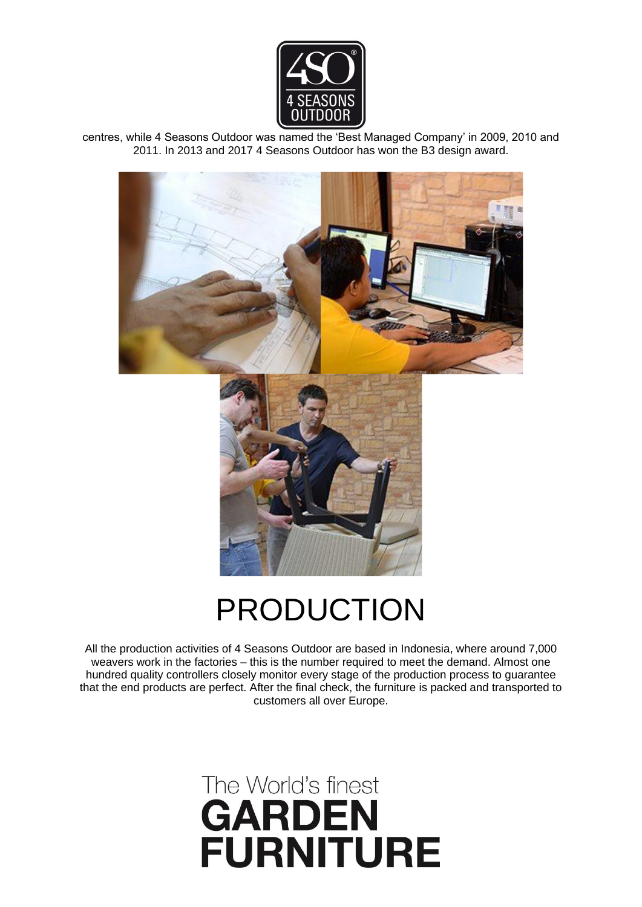centres, while 4 Seasons Outdoor was named the 'Best Managed Company' in 2009, 2010 and 2011. In 2013 and 2017 4 Seasons Outdoor has won the B3 design award.

# PRODUCTION

All the production activities of 4 Seasons Outdoor are based in Indonesia, where around 7,000 weavers work in the factories – this is the number required to meet the demand. Almost one hundred quality controllers closely monitor every stage of the production process to guarantee that the end products are perfect. After the final check, the furniture is packed and transported to customers all over Europe.

The World's finest
**GARDEN FURNITURE**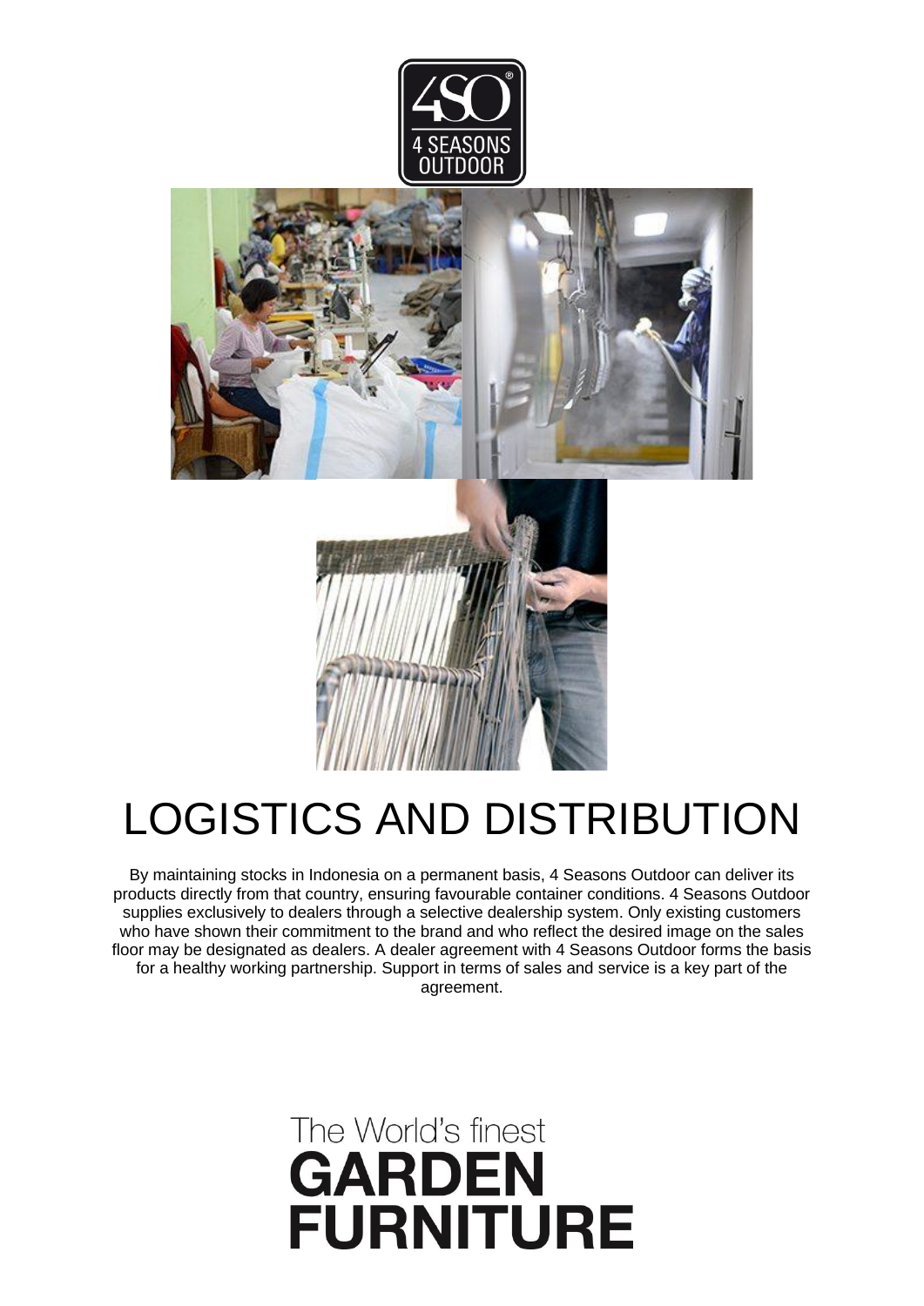# LOGISTICS AND DISTRIBUTION

By maintaining stocks in Indonesia on a permanent basis, 4 Seasons Outdoor can deliver its products directly from that country, ensuring favourable container conditions. 4 Seasons Outdoor supplies exclusively to dealers through a selective dealership system. Only existing customers who have shown their commitment to the brand and who reflect the desired image on the sales floor may be designated as dealers. A dealer agreement with 4 Seasons Outdoor forms the basis for a healthy working partnership. Support in terms of sales and service is a key part of the agreement.

The World's finest
**GARDEN FURNITURE**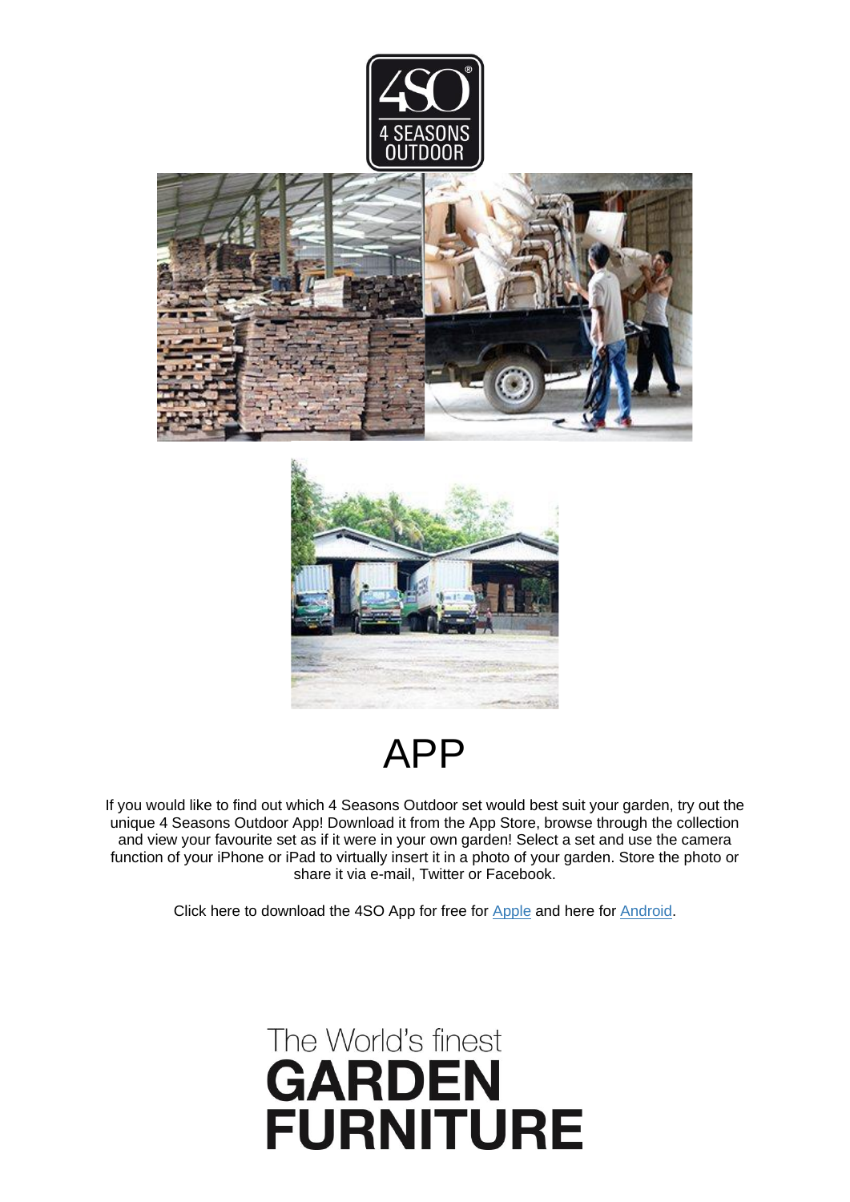# APP

If you would like to find out which 4 Seasons Outdoor set would best suit your garden, try out the unique 4 Seasons Outdoor App! Download it from the App Store, browse through the collection and view your favourite set as if it were in your own garden! Select a set and use the camera function of your iPhone or iPad to virtually insert it in a photo of your garden. Store the photo or share it via e-mail, Twitter or Facebook.

Click here to download the 4SO App for free for Apple and here for Android.

The World's finest
**GARDEN FURNITURE**